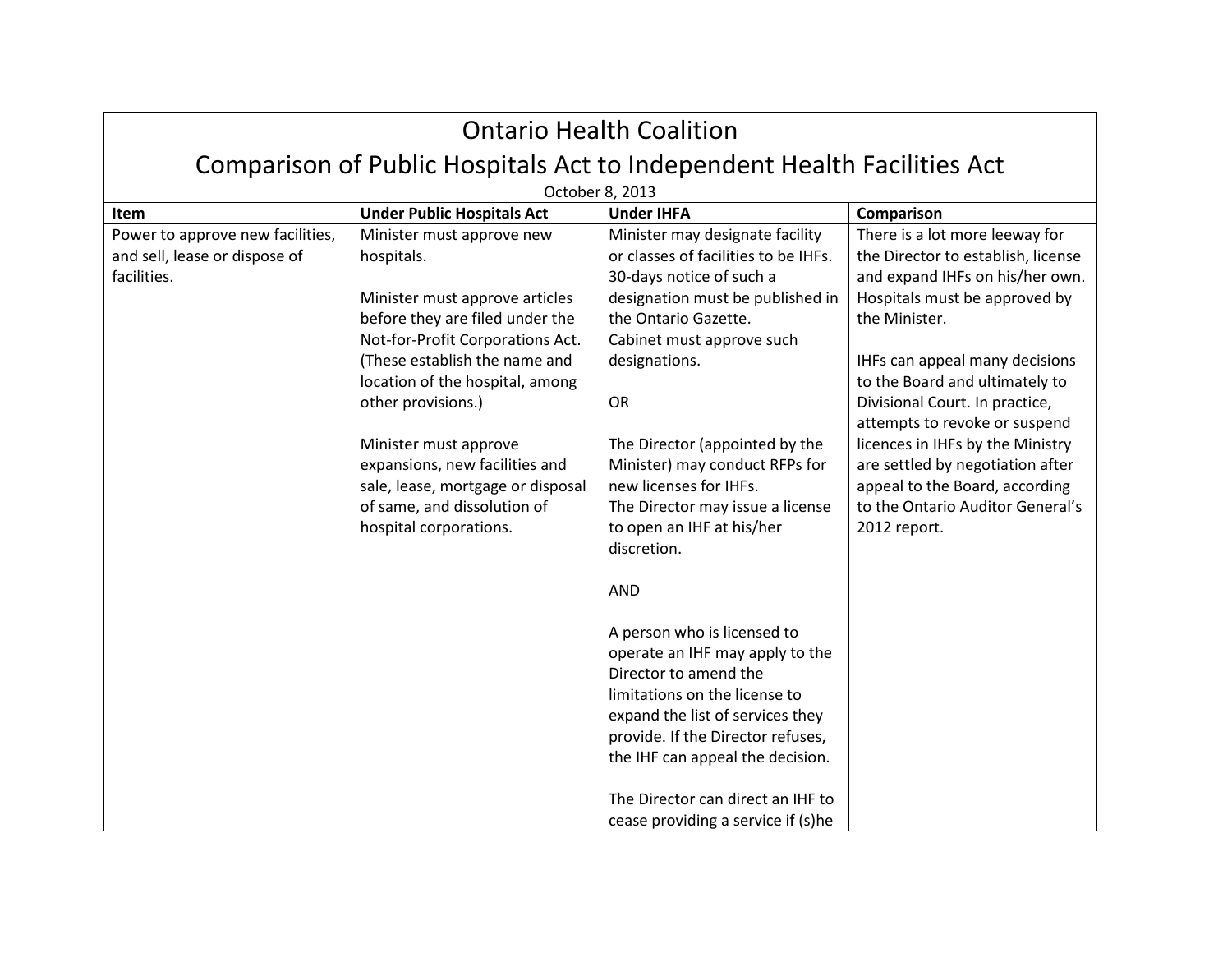# Ontario Health Coalition

## Comparison of Public Hospitals Act to Independent Health Facilities Act

October 8, 2013

| Item | Under Public Hospitals Act | Under IHFA | Comparison |
|---|---|---|---|
| Power to approve new facilities, and sell, lease or dispose of facilities. | Minister must approve new hospitals.<br><br>Minister must approve articles before they are filed under the Not-for-Profit Corporations Act. (These establish the name and location of the hospital, among other provisions.)<br><br>Minister must approve expansions, new facilities and sale, lease, mortgage or disposal of same, and dissolution of hospital corporations. | Minister may designate facility or classes of facilities to be IHFs. 30-days notice of such a designation must be published in the Ontario Gazette. Cabinet must approve such designations.<br><br>OR<br><br>The Director (appointed by the Minister) may conduct RFPs for new licenses for IHFs. The Director may issue a license to open an IHF at his/her discretion.<br><br>AND<br><br>A person who is licensed to operate an IHF may apply to the Director to amend the limitations on the license to expand the list of services they provide. If the Director refuses, the IHF can appeal the decision.<br><br>The Director can direct an IHF to cease providing a service if (s)he | There is a lot more leeway for the Director to establish, license and expand IHFs on his/her own. Hospitals must be approved by the Minister.<br><br>IHFs can appeal many decisions to the Board and ultimately to Divisional Court. In practice, attempts to revoke or suspend licences in IHFs by the Ministry are settled by negotiation after appeal to the Board, according to the Ontario Auditor General's 2012 report. |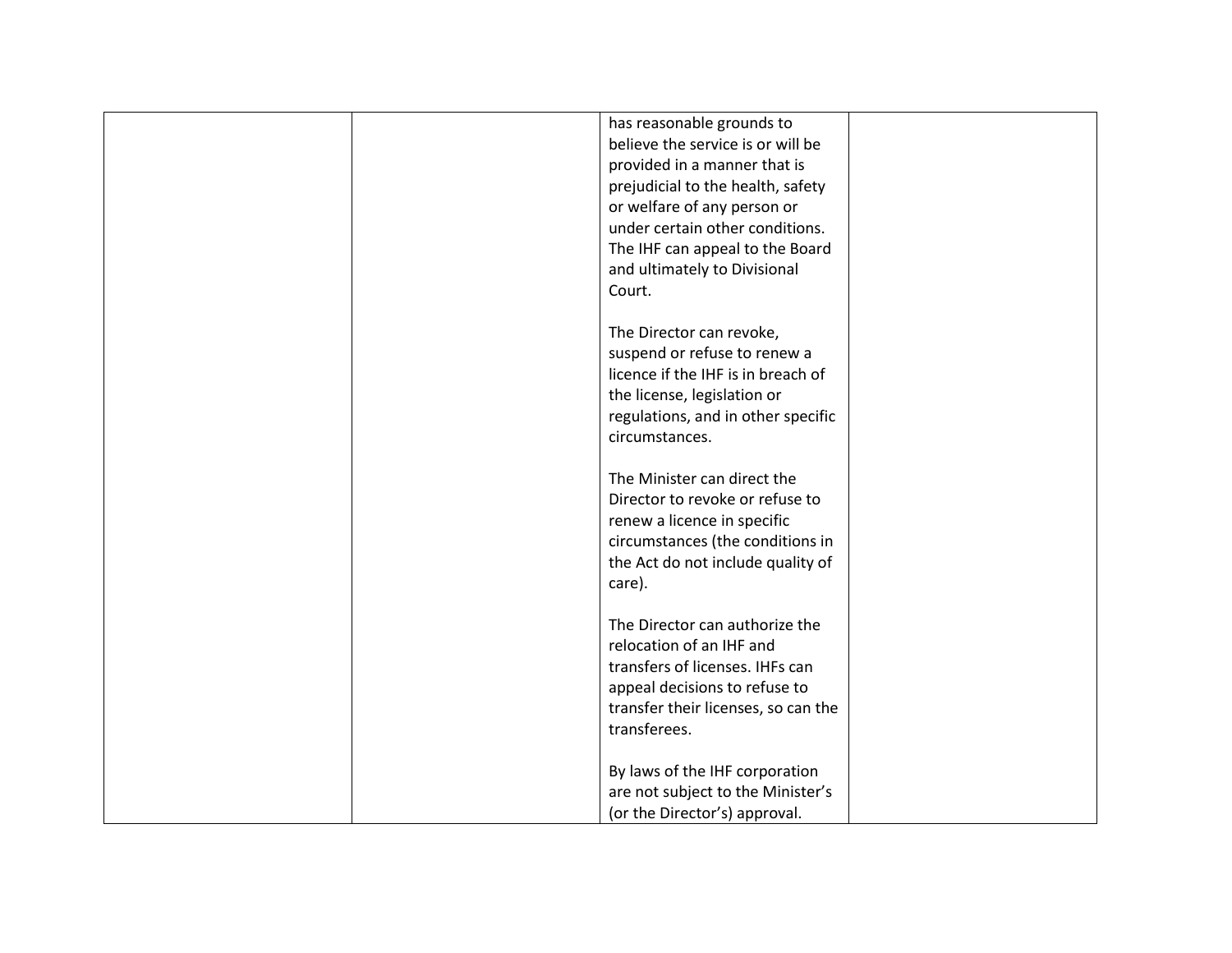|  |  | has reasonable grounds to believe the service is or will be provided in a manner that is prejudicial to the health, safety or welfare of any person or under certain other conditions. The IHF can appeal to the Board and ultimately to Divisional Court.<br><br>The Director can revoke, suspend or refuse to renew a licence if the IHF is in breach of the license, legislation or regulations, and in other specific circumstances.<br><br>The Minister can direct the Director to revoke or refuse to renew a licence in specific circumstances (the conditions in the Act do not include quality of care).<br><br>The Director can authorize the relocation of an IHF and transfers of licenses. IHFs can appeal decisions to refuse to transfer their licenses, so can the transferees.<br><br>By laws of the IHF corporation are not subject to the Minister's (or the Director's) approval. |  |
|---|---|---|---|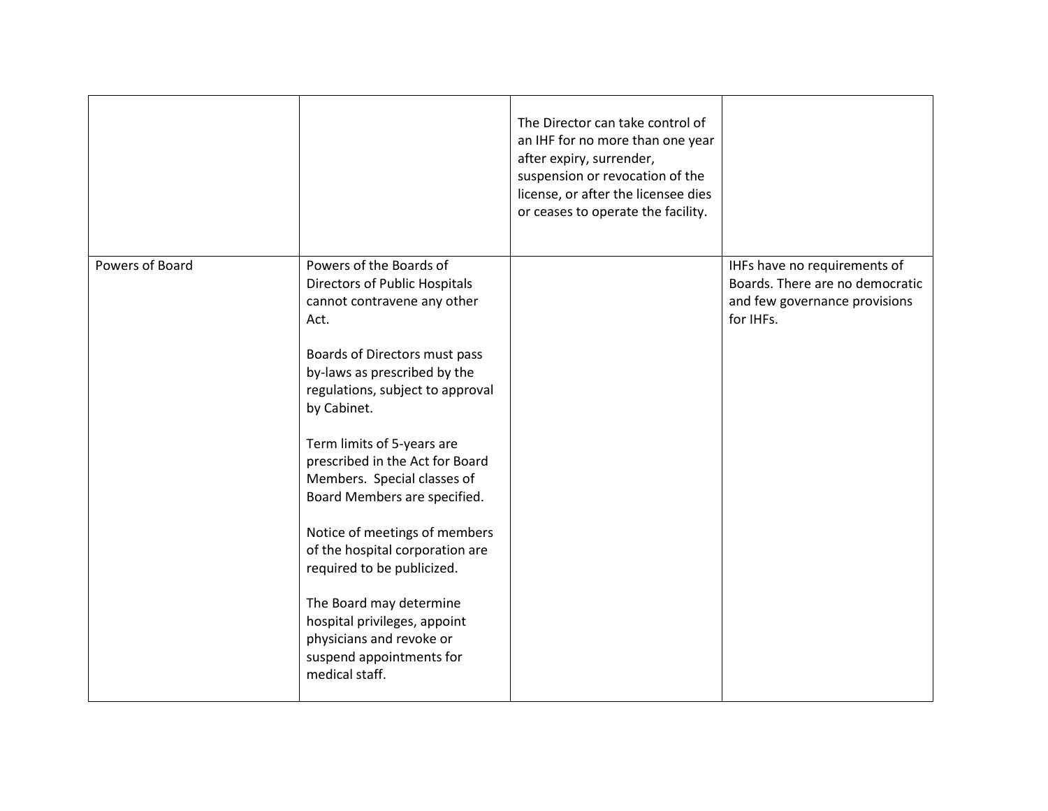| | | | |
|---|---|---|---|
| | | The Director can take control of an IHF for no more than one year after expiry, surrender, suspension or revocation of the license, or after the licensee dies or ceases to operate the facility. | |
| Powers of Board | Powers of the Boards of Directors of Public Hospitals cannot contravene any other Act.<br><br>Boards of Directors must pass by-laws as prescribed by the regulations, subject to approval by Cabinet.<br><br>Term limits of 5-years are prescribed in the Act for Board Members. Special classes of Board Members are specified.<br><br>Notice of meetings of members of the hospital corporation are required to be publicized.<br><br>The Board may determine hospital privileges, appoint physicians and revoke or suspend appointments for medical staff. | | IHFs have no requirements of Boards. There are no democratic and few governance provisions for IHFs. |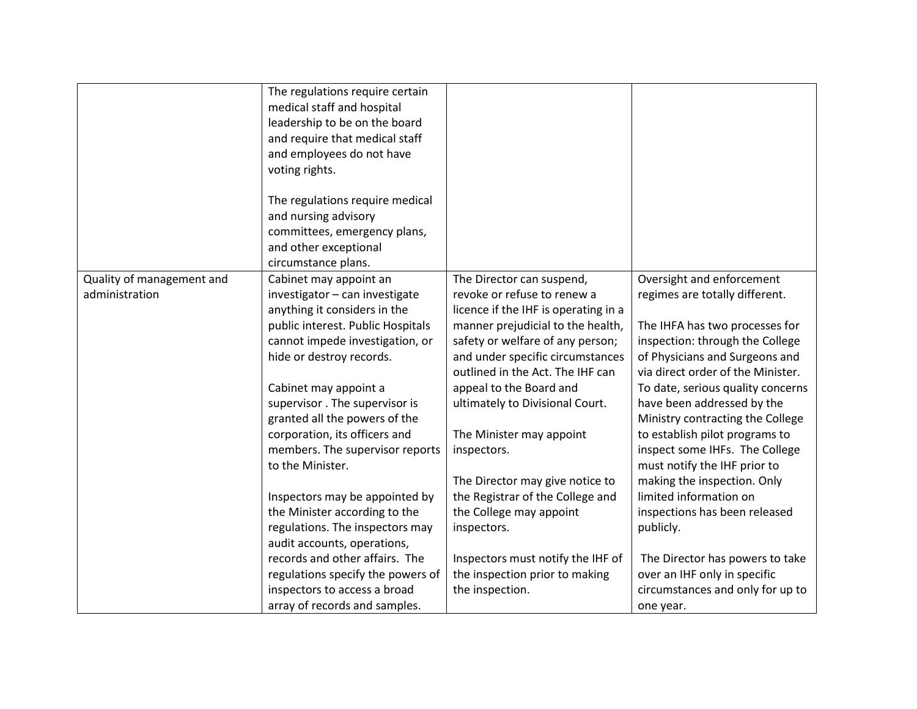| | | | |
|---|---|---|---|
| | The regulations require certain medical staff and hospital leadership to be on the board and require that medical staff and employees do not have voting rights.<br><br>The regulations require medical and nursing advisory committees, emergency plans, and other exceptional circumstance plans. | | |
| Quality of management and administration | Cabinet may appoint an investigator – can investigate anything it considers in the public interest. Public Hospitals cannot impede investigation, or hide or destroy records.<br><br>Cabinet may appoint a supervisor . The supervisor is granted all the powers of the corporation, its officers and members. The supervisor reports to the Minister.<br><br>Inspectors may be appointed by the Minister according to the regulations. The inspectors may audit accounts, operations, records and other affairs. The regulations specify the powers of inspectors to access a broad array of records and samples. | The Director can suspend, revoke or refuse to renew a licence if the IHF is operating in a manner prejudicial to the health, safety or welfare of any person; and under specific circumstances outlined in the Act. The IHF can appeal to the Board and ultimately to Divisional Court.<br><br>The Minister may appoint inspectors.<br><br>The Director may give notice to the Registrar of the College and the College may appoint inspectors.<br><br>Inspectors must notify the IHF of the inspection prior to making the inspection. | Oversight and enforcement regimes are totally different.<br><br>The IHFA has two processes for inspection: through the College of Physicians and Surgeons and via direct order of the Minister. To date, serious quality concerns have been addressed by the Ministry contracting the College to establish pilot programs to inspect some IHFs. The College must notify the IHF prior to making the inspection. Only limited information on inspections has been released publicly.<br><br>The Director has powers to take over an IHF only in specific circumstances and only for up to one year. |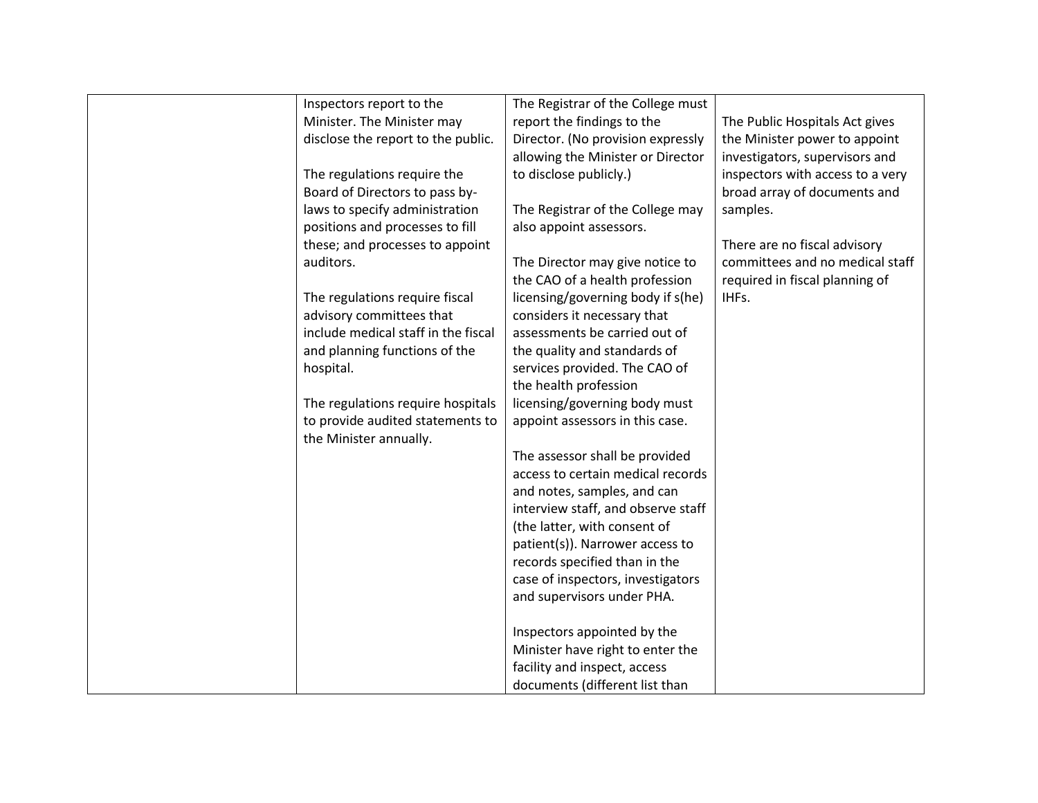|  |  |  |  |
|---|---|---|---|
|  | Inspectors report to the Minister. The Minister may disclose the report to the public.<br><br>The regulations require the Board of Directors to pass by-laws to specify administration positions and processes to fill these; and processes to appoint auditors.<br><br>The regulations require fiscal advisory committees that include medical staff in the fiscal and planning functions of the hospital.<br><br>The regulations require hospitals to provide audited statements to the Minister annually. | The Registrar of the College must report the findings to the Director. (No provision expressly allowing the Minister or Director to disclose publicly.)<br><br>The Registrar of the College may also appoint assessors.<br><br>The Director may give notice to the CAO of a health profession licensing/governing body if s(he) considers it necessary that assessments be carried out of the quality and standards of services provided. The CAO of the health profession licensing/governing body must appoint assessors in this case.<br><br>The assessor shall be provided access to certain medical records and notes, samples, and can interview staff, and observe staff (the latter, with consent of patient(s)). Narrower access to records specified than in the case of inspectors, investigators and supervisors under PHA.<br><br>Inspectors appointed by the Minister have right to enter the facility and inspect, access documents (different list than | The Public Hospitals Act gives the Minister power to appoint investigators, supervisors and inspectors with access to a very broad array of documents and samples.<br><br>There are no fiscal advisory committees and no medical staff required in fiscal planning of IHFs. |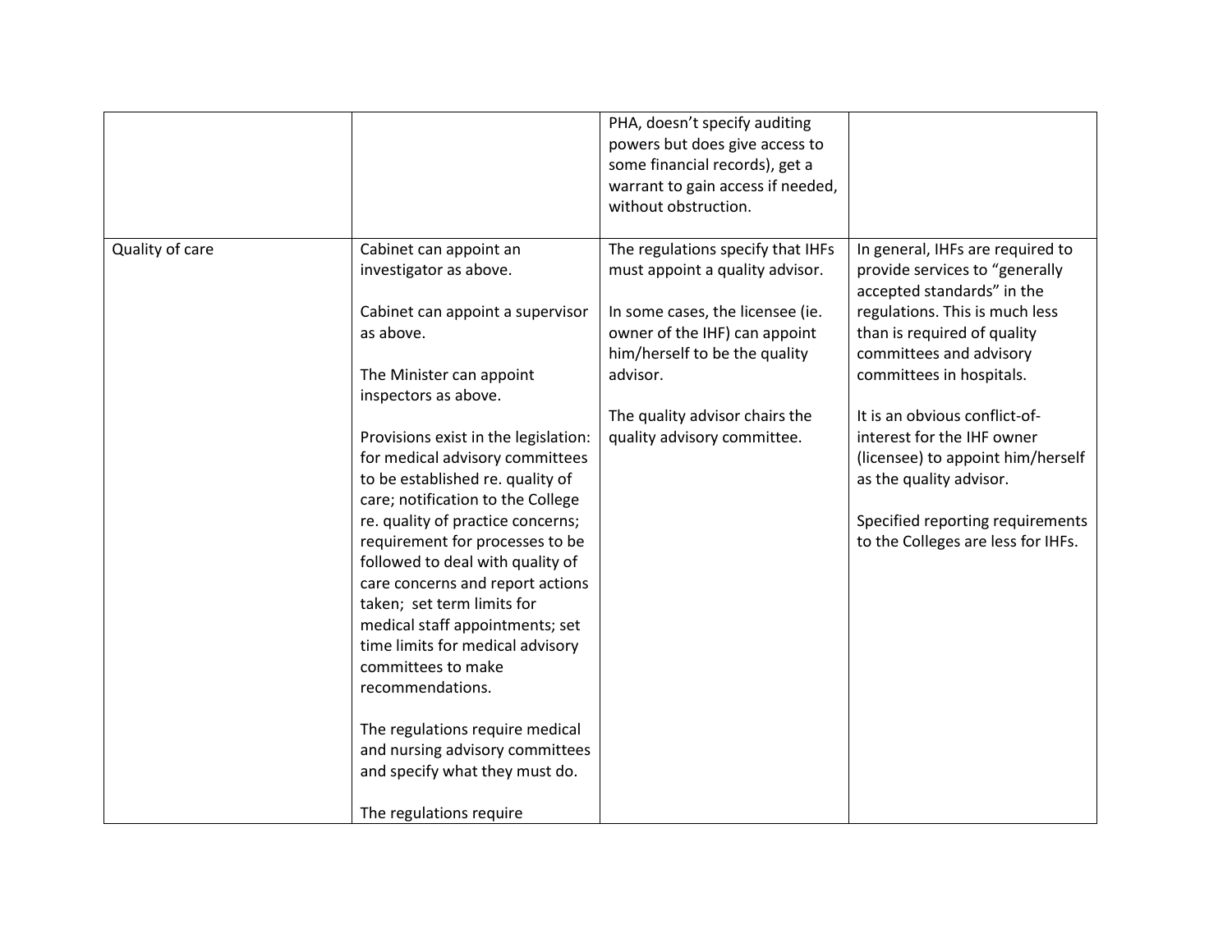| | | | |
|---|---|---|---|
| | | PHA, doesn't specify auditing powers but does give access to some financial records), get a warrant to gain access if needed, without obstruction. | |
| Quality of care | Cabinet can appoint an investigator as above.<br><br>Cabinet can appoint a supervisor as above.<br><br>The Minister can appoint inspectors as above.<br><br>Provisions exist in the legislation: for medical advisory committees to be established re. quality of care; notification to the College re. quality of practice concerns; requirement for processes to be followed to deal with quality of care concerns and report actions taken; set term limits for medical staff appointments; set time limits for medical advisory committees to make recommendations.<br><br>The regulations require medical and nursing advisory committees and specify what they must do.<br><br>The regulations require | The regulations specify that IHFs must appoint a quality advisor.<br><br>In some cases, the licensee (ie. owner of the IHF) can appoint him/herself to be the quality advisor.<br><br>The quality advisor chairs the quality advisory committee. | In general, IHFs are required to provide services to "generally accepted standards" in the regulations. This is much less than is required of quality committees and advisory committees in hospitals.<br><br>It is an obvious conflict-of-interest for the IHF owner (licensee) to appoint him/herself as the quality advisor.<br><br>Specified reporting requirements to the Colleges are less for IHFs. |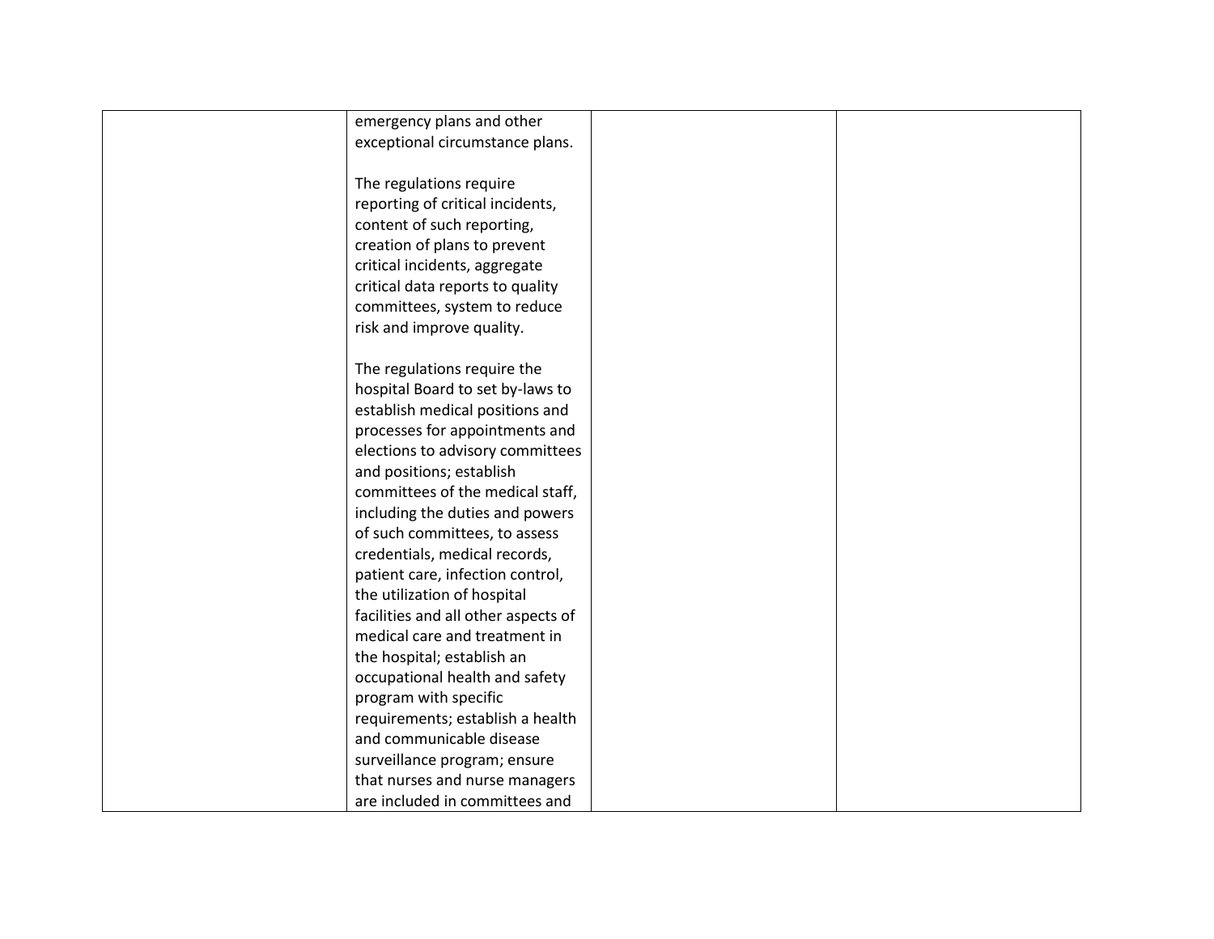| | | | |
|---|---|---|---|
| | emergency plans and other exceptional circumstance plans.<br><br>The regulations require reporting of critical incidents, content of such reporting, creation of plans to prevent critical incidents, aggregate critical data reports to quality committees, system to reduce risk and improve quality.<br><br>The regulations require the hospital Board to set by-laws to establish medical positions and processes for appointments and elections to advisory committees and positions; establish committees of the medical staff, including the duties and powers of such committees, to assess credentials, medical records, patient care, infection control, the utilization of hospital facilities and all other aspects of medical care and treatment in the hospital; establish an occupational health and safety program with specific requirements; establish a health and communicable disease surveillance program; ensure that nurses and nurse managers are included in committees and | | |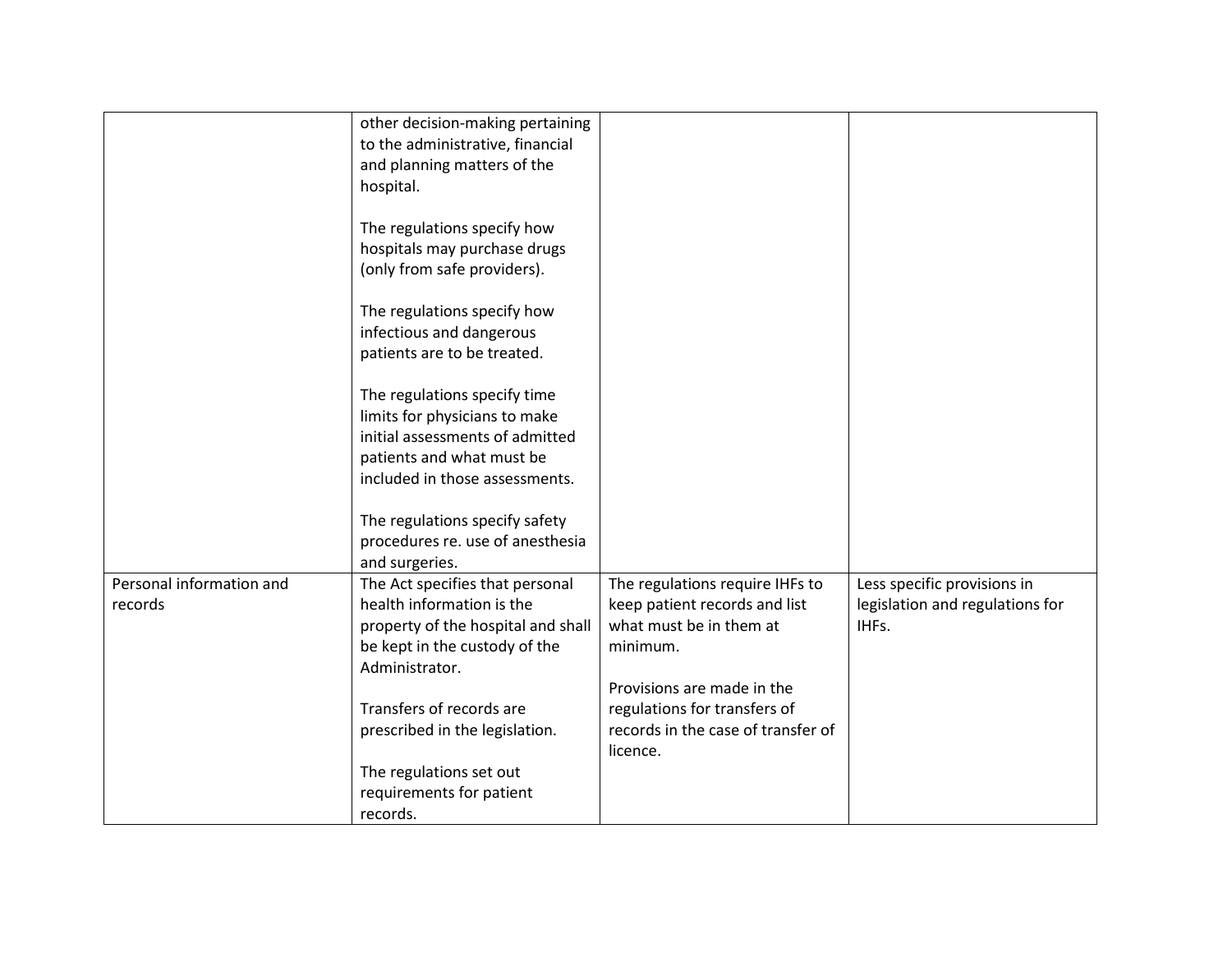| | | | |
|---|---|---|---|
| | other decision-making pertaining to the administrative, financial and planning matters of the hospital.<br><br>The regulations specify how hospitals may purchase drugs (only from safe providers).<br><br>The regulations specify how infectious and dangerous patients are to be treated.<br><br>The regulations specify time limits for physicians to make initial assessments of admitted patients and what must be included in those assessments.<br><br>The regulations specify safety procedures re. use of anesthesia and surgeries. | | |
| Personal information and records | The Act specifies that personal health information is the property of the hospital and shall be kept in the custody of the Administrator.<br><br>Transfers of records are prescribed in the legislation.<br><br>The regulations set out requirements for patient records. | The regulations require IHFs to keep patient records and list what must be in them at minimum.<br><br>Provisions are made in the regulations for transfers of records in the case of transfer of licence. | Less specific provisions in legislation and regulations for IHFs. |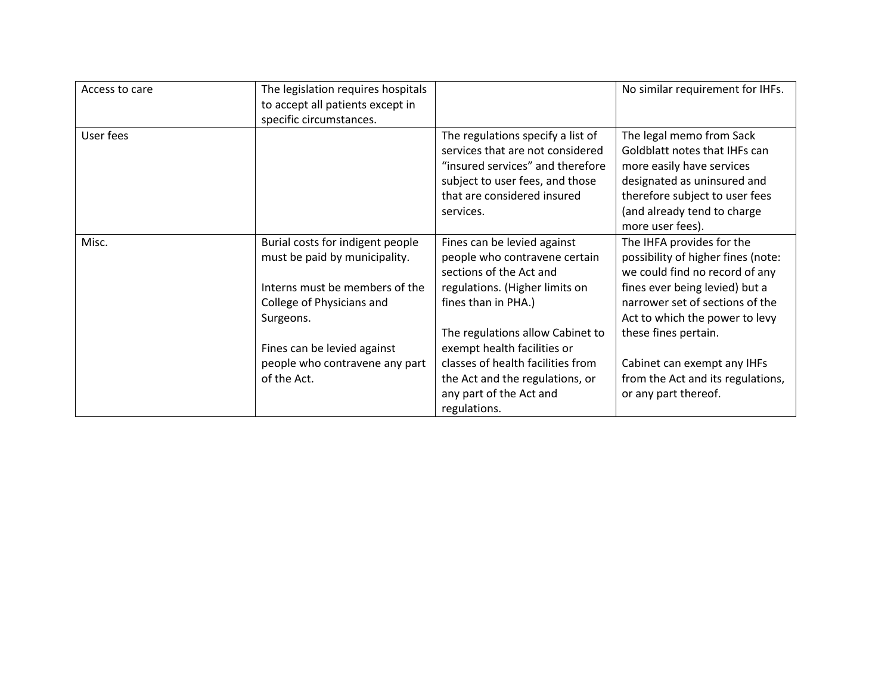| | | | |
|---|---|---|---|
| Access to care | The legislation requires hospitals to accept all patients except in specific circumstances. | | No similar requirement for IHFs. |
| User fees | | The regulations specify a list of services that are not considered "insured services" and therefore subject to user fees, and those that are considered insured services. | The legal memo from Sack Goldblatt notes that IHFs can more easily have services designated as uninsured and therefore subject to user fees (and already tend to charge more user fees). |
| Misc. | Burial costs for indigent people must be paid by municipality.<br><br>Interns must be members of the College of Physicians and Surgeons.<br><br>Fines can be levied against people who contravene any part of the Act. | Fines can be levied against people who contravene certain sections of the Act and regulations. (Higher limits on fines than in PHA.)<br><br>The regulations allow Cabinet to exempt health facilities or classes of health facilities from the Act and the regulations, or any part of the Act and regulations. | The IHFA provides for the possibility of higher fines (note: we could find no record of any fines ever being levied) but a narrower set of sections of the Act to which the power to levy these fines pertain.<br><br>Cabinet can exempt any IHFs from the Act and its regulations, or any part thereof. |